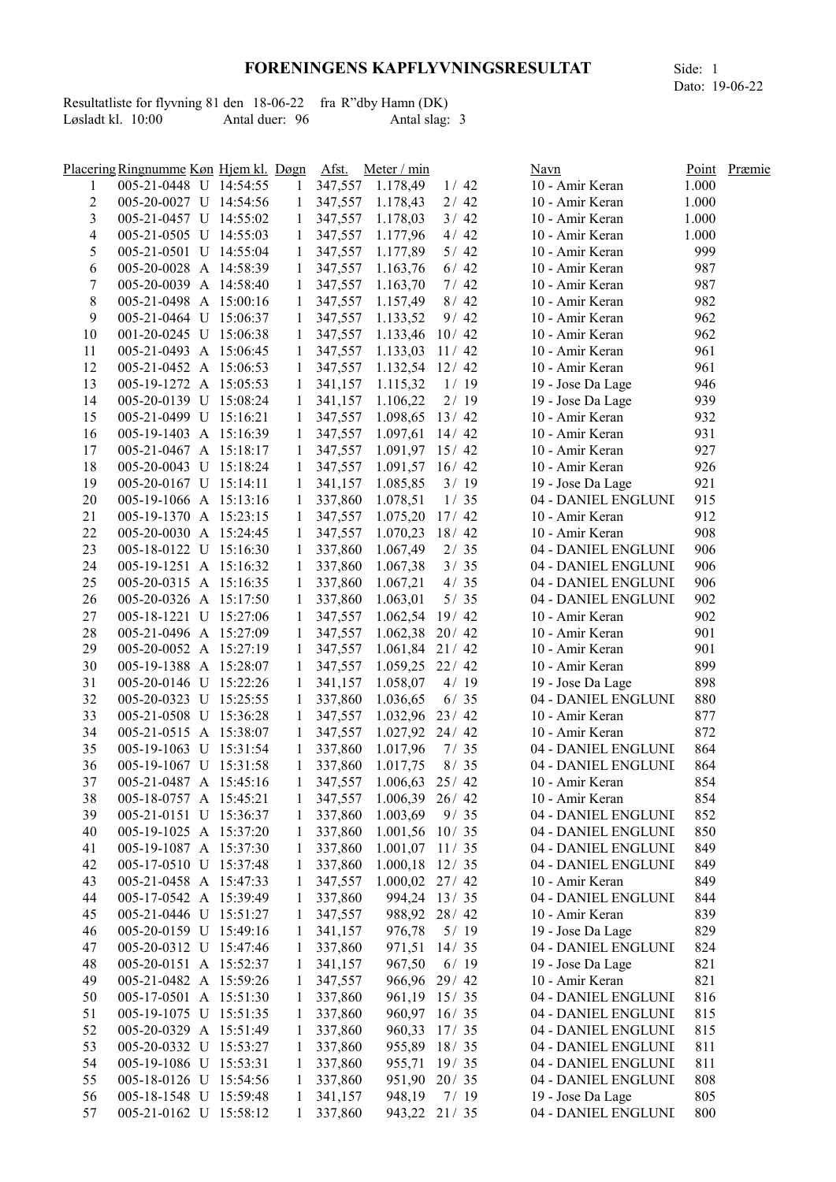# FORENINGENS KAPFLYVNINGSRESULTAT

Side: 1
Dato: 19-06-22

Resultatliste for flyvning 81 den 18-06-22 fra R"dby Hamn (DK)
Løsladt kl. 10:00 Antal duer: 96 Antal slag: 3

| Placering | Ringnumme | Køn | Hjem kl. | Døgn | Afst. | Meter / min | | Navn | Point | Præmie |
|---|---|---|---|---|---|---|---|---|---|---|
| 1 | 005-21-0448 | U | 14:54:55 | 1 | 347,557 | 1.178,49 | 1/ 42 | 10 - Amir Keran | 1.000 | |
| 2 | 005-20-0027 | U | 14:54:56 | 1 | 347,557 | 1.178,43 | 2/ 42 | 10 - Amir Keran | 1.000 | |
| 3 | 005-21-0457 | U | 14:55:02 | 1 | 347,557 | 1.178,03 | 3/ 42 | 10 - Amir Keran | 1.000 | |
| 4 | 005-21-0505 | U | 14:55:03 | 1 | 347,557 | 1.177,96 | 4/ 42 | 10 - Amir Keran | 1.000 | |
| 5 | 005-21-0501 | U | 14:55:04 | 1 | 347,557 | 1.177,89 | 5/ 42 | 10 - Amir Keran | 999 | |
| 6 | 005-20-0028 | A | 14:58:39 | 1 | 347,557 | 1.163,76 | 6/ 42 | 10 - Amir Keran | 987 | |
| 7 | 005-20-0039 | A | 14:58:40 | 1 | 347,557 | 1.163,70 | 7/ 42 | 10 - Amir Keran | 987 | |
| 8 | 005-21-0498 | A | 15:00:16 | 1 | 347,557 | 1.157,49 | 8/ 42 | 10 - Amir Keran | 982 | |
| 9 | 005-21-0464 | U | 15:06:37 | 1 | 347,557 | 1.133,52 | 9/ 42 | 10 - Amir Keran | 962 | |
| 10 | 001-20-0245 | U | 15:06:38 | 1 | 347,557 | 1.133,46 | 10/ 42 | 10 - Amir Keran | 962 | |
| 11 | 005-21-0493 | A | 15:06:45 | 1 | 347,557 | 1.133,03 | 11/ 42 | 10 - Amir Keran | 961 | |
| 12 | 005-21-0452 | A | 15:06:53 | 1 | 347,557 | 1.132,54 | 12/ 42 | 10 - Amir Keran | 961 | |
| 13 | 005-19-1272 | A | 15:05:53 | 1 | 341,157 | 1.115,32 | 1/ 19 | 19 - Jose Da Lage | 946 | |
| 14 | 005-20-0139 | U | 15:08:24 | 1 | 341,157 | 1.106,22 | 2/ 19 | 19 - Jose Da Lage | 939 | |
| 15 | 005-21-0499 | U | 15:16:21 | 1 | 347,557 | 1.098,65 | 13/ 42 | 10 - Amir Keran | 932 | |
| 16 | 005-19-1403 | A | 15:16:39 | 1 | 347,557 | 1.097,61 | 14/ 42 | 10 - Amir Keran | 931 | |
| 17 | 005-21-0467 | A | 15:18:17 | 1 | 347,557 | 1.091,97 | 15/ 42 | 10 - Amir Keran | 927 | |
| 18 | 005-20-0043 | U | 15:18:24 | 1 | 347,557 | 1.091,57 | 16/ 42 | 10 - Amir Keran | 926 | |
| 19 | 005-20-0167 | U | 15:14:11 | 1 | 341,157 | 1.085,85 | 3/ 19 | 19 - Jose Da Lage | 921 | |
| 20 | 005-19-1066 | A | 15:13:16 | 1 | 337,860 | 1.078,51 | 1/ 35 | 04 - DANIEL ENGLUNI | 915 | |
| 21 | 005-19-1370 | A | 15:23:15 | 1 | 347,557 | 1.075,20 | 17/ 42 | 10 - Amir Keran | 912 | |
| 22 | 005-20-0030 | A | 15:24:45 | 1 | 347,557 | 1.070,23 | 18/ 42 | 10 - Amir Keran | 908 | |
| 23 | 005-18-0122 | U | 15:16:30 | 1 | 337,860 | 1.067,49 | 2/ 35 | 04 - DANIEL ENGLUNI | 906 | |
| 24 | 005-19-1251 | A | 15:16:32 | 1 | 337,860 | 1.067,38 | 3/ 35 | 04 - DANIEL ENGLUNI | 906 | |
| 25 | 005-20-0315 | A | 15:16:35 | 1 | 337,860 | 1.067,21 | 4/ 35 | 04 - DANIEL ENGLUNI | 906 | |
| 26 | 005-20-0326 | A | 15:17:50 | 1 | 337,860 | 1.063,01 | 5/ 35 | 04 - DANIEL ENGLUNI | 902 | |
| 27 | 005-18-1221 | U | 15:27:06 | 1 | 347,557 | 1.062,54 | 19/ 42 | 10 - Amir Keran | 902 | |
| 28 | 005-21-0496 | A | 15:27:09 | 1 | 347,557 | 1.062,38 | 20/ 42 | 10 - Amir Keran | 901 | |
| 29 | 005-20-0052 | A | 15:27:19 | 1 | 347,557 | 1.061,84 | 21/ 42 | 10 - Amir Keran | 901 | |
| 30 | 005-19-1388 | A | 15:28:07 | 1 | 347,557 | 1.059,25 | 22/ 42 | 10 - Amir Keran | 899 | |
| 31 | 005-20-0146 | U | 15:22:26 | 1 | 341,157 | 1.058,07 | 4/ 19 | 19 - Jose Da Lage | 898 | |
| 32 | 005-20-0323 | U | 15:25:55 | 1 | 337,860 | 1.036,65 | 6/ 35 | 04 - DANIEL ENGLUNI | 880 | |
| 33 | 005-21-0508 | U | 15:36:28 | 1 | 347,557 | 1.032,96 | 23/ 42 | 10 - Amir Keran | 877 | |
| 34 | 005-21-0515 | A | 15:38:07 | 1 | 347,557 | 1.027,92 | 24/ 42 | 10 - Amir Keran | 872 | |
| 35 | 005-19-1063 | U | 15:31:54 | 1 | 337,860 | 1.017,96 | 7/ 35 | 04 - DANIEL ENGLUNI | 864 | |
| 36 | 005-19-1067 | U | 15:31:58 | 1 | 337,860 | 1.017,75 | 8/ 35 | 04 - DANIEL ENGLUNI | 864 | |
| 37 | 005-21-0487 | A | 15:45:16 | 1 | 347,557 | 1.006,63 | 25/ 42 | 10 - Amir Keran | 854 | |
| 38 | 005-18-0757 | A | 15:45:21 | 1 | 347,557 | 1.006,39 | 26/ 42 | 10 - Amir Keran | 854 | |
| 39 | 005-21-0151 | U | 15:36:37 | 1 | 337,860 | 1.003,69 | 9/ 35 | 04 - DANIEL ENGLUNI | 852 | |
| 40 | 005-19-1025 | A | 15:37:20 | 1 | 337,860 | 1.001,56 | 10/ 35 | 04 - DANIEL ENGLUNI | 850 | |
| 41 | 005-19-1087 | A | 15:37:30 | 1 | 337,860 | 1.001,07 | 11/ 35 | 04 - DANIEL ENGLUNI | 849 | |
| 42 | 005-17-0510 | U | 15:37:48 | 1 | 337,860 | 1.000,18 | 12/ 35 | 04 - DANIEL ENGLUNI | 849 | |
| 43 | 005-21-0458 | A | 15:47:33 | 1 | 347,557 | 1.000,02 | 27/ 42 | 10 - Amir Keran | 849 | |
| 44 | 005-17-0542 | A | 15:39:49 | 1 | 337,860 | 994,24 | 13/ 35 | 04 - DANIEL ENGLUNI | 844 | |
| 45 | 005-21-0446 | U | 15:51:27 | 1 | 347,557 | 988,92 | 28/ 42 | 10 - Amir Keran | 839 | |
| 46 | 005-20-0159 | U | 15:49:16 | 1 | 341,157 | 976,78 | 5/ 19 | 19 - Jose Da Lage | 829 | |
| 47 | 005-20-0312 | U | 15:47:46 | 1 | 337,860 | 971,51 | 14/ 35 | 04 - DANIEL ENGLUNI | 824 | |
| 48 | 005-20-0151 | A | 15:52:37 | 1 | 341,157 | 967,50 | 6/ 19 | 19 - Jose Da Lage | 821 | |
| 49 | 005-21-0482 | A | 15:59:26 | 1 | 347,557 | 966,96 | 29/ 42 | 10 - Amir Keran | 821 | |
| 50 | 005-17-0501 | A | 15:51:30 | 1 | 337,860 | 961,19 | 15/ 35 | 04 - DANIEL ENGLUNI | 816 | |
| 51 | 005-19-1075 | U | 15:51:35 | 1 | 337,860 | 960,97 | 16/ 35 | 04 - DANIEL ENGLUNI | 815 | |
| 52 | 005-20-0329 | A | 15:51:49 | 1 | 337,860 | 960,33 | 17/ 35 | 04 - DANIEL ENGLUNI | 815 | |
| 53 | 005-20-0332 | U | 15:53:27 | 1 | 337,860 | 955,89 | 18/ 35 | 04 - DANIEL ENGLUNI | 811 | |
| 54 | 005-19-1086 | U | 15:53:31 | 1 | 337,860 | 955,71 | 19/ 35 | 04 - DANIEL ENGLUNI | 811 | |
| 55 | 005-18-0126 | U | 15:54:56 | 1 | 337,860 | 951,90 | 20/ 35 | 04 - DANIEL ENGLUNI | 808 | |
| 56 | 005-18-1548 | U | 15:59:48 | 1 | 341,157 | 948,19 | 7/ 19 | 19 - Jose Da Lage | 805 | |
| 57 | 005-21-0162 | U | 15:58:12 | 1 | 337,860 | 943,22 | 21/ 35 | 04 - DANIEL ENGLUNI | 800 | |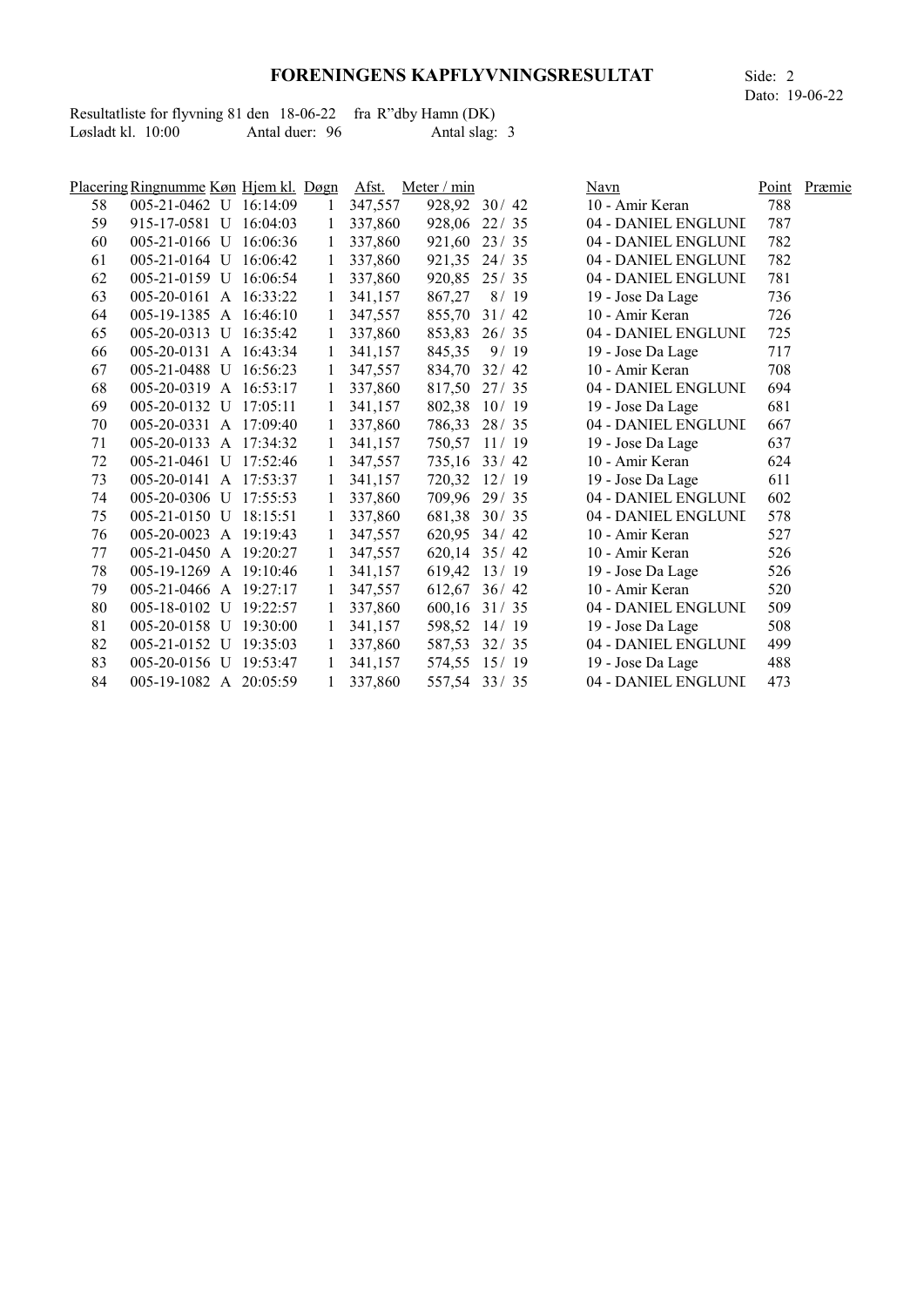# FORENINGENS KAPFLYVNINGSRESULTAT

Side: 2
Dato: 19-06-22

Resultatliste for flyvning 81 den 18-06-22 fra R"dby Hamn (DK)
Løsladt kl. 10:00 Antal duer: 96 Antal slag: 3

| Placering | Ringnumme | Køn | Hjem kl. | Døgn | Afst. | Meter / min | | Navn | Point | Præmie |
|---|---|---|---|---|---|---|---|---|---|---|
| 58 | 005-21-0462 | U | 16:14:09 | 1 | 347,557 | 928,92 | 30/ 42 | 10 - Amir Keran | 788 | |
| 59 | 915-17-0581 | U | 16:04:03 | 1 | 337,860 | 928,06 | 22/ 35 | 04 - DANIEL ENGLUNI | 787 | |
| 60 | 005-21-0166 | U | 16:06:36 | 1 | 337,860 | 921,60 | 23/ 35 | 04 - DANIEL ENGLUNI | 782 | |
| 61 | 005-21-0164 | U | 16:06:42 | 1 | 337,860 | 921,35 | 24/ 35 | 04 - DANIEL ENGLUNI | 782 | |
| 62 | 005-21-0159 | U | 16:06:54 | 1 | 337,860 | 920,85 | 25/ 35 | 04 - DANIEL ENGLUNI | 781 | |
| 63 | 005-20-0161 | A | 16:33:22 | 1 | 341,157 | 867,27 | 8/ 19 | 19 - Jose Da Lage | 736 | |
| 64 | 005-19-1385 | A | 16:46:10 | 1 | 347,557 | 855,70 | 31/ 42 | 10 - Amir Keran | 726 | |
| 65 | 005-20-0313 | U | 16:35:42 | 1 | 337,860 | 853,83 | 26/ 35 | 04 - DANIEL ENGLUNI | 725 | |
| 66 | 005-20-0131 | A | 16:43:34 | 1 | 341,157 | 845,35 | 9/ 19 | 19 - Jose Da Lage | 717 | |
| 67 | 005-21-0488 | U | 16:56:23 | 1 | 347,557 | 834,70 | 32/ 42 | 10 - Amir Keran | 708 | |
| 68 | 005-20-0319 | A | 16:53:17 | 1 | 337,860 | 817,50 | 27/ 35 | 04 - DANIEL ENGLUNI | 694 | |
| 69 | 005-20-0132 | U | 17:05:11 | 1 | 341,157 | 802,38 | 10/ 19 | 19 - Jose Da Lage | 681 | |
| 70 | 005-20-0331 | A | 17:09:40 | 1 | 337,860 | 786,33 | 28/ 35 | 04 - DANIEL ENGLUNI | 667 | |
| 71 | 005-20-0133 | A | 17:34:32 | 1 | 341,157 | 750,57 | 11/ 19 | 19 - Jose Da Lage | 637 | |
| 72 | 005-21-0461 | U | 17:52:46 | 1 | 347,557 | 735,16 | 33/ 42 | 10 - Amir Keran | 624 | |
| 73 | 005-20-0141 | A | 17:53:37 | 1 | 341,157 | 720,32 | 12/ 19 | 19 - Jose Da Lage | 611 | |
| 74 | 005-20-0306 | U | 17:55:53 | 1 | 337,860 | 709,96 | 29/ 35 | 04 - DANIEL ENGLUNI | 602 | |
| 75 | 005-21-0150 | U | 18:15:51 | 1 | 337,860 | 681,38 | 30/ 35 | 04 - DANIEL ENGLUNI | 578 | |
| 76 | 005-20-0023 | A | 19:19:43 | 1 | 347,557 | 620,95 | 34/ 42 | 10 - Amir Keran | 527 | |
| 77 | 005-21-0450 | A | 19:20:27 | 1 | 347,557 | 620,14 | 35/ 42 | 10 - Amir Keran | 526 | |
| 78 | 005-19-1269 | A | 19:10:46 | 1 | 341,157 | 619,42 | 13/ 19 | 19 - Jose Da Lage | 526 | |
| 79 | 005-21-0466 | A | 19:27:17 | 1 | 347,557 | 612,67 | 36/ 42 | 10 - Amir Keran | 520 | |
| 80 | 005-18-0102 | U | 19:22:57 | 1 | 337,860 | 600,16 | 31/ 35 | 04 - DANIEL ENGLUNI | 509 | |
| 81 | 005-20-0158 | U | 19:30:00 | 1 | 341,157 | 598,52 | 14/ 19 | 19 - Jose Da Lage | 508 | |
| 82 | 005-21-0152 | U | 19:35:03 | 1 | 337,860 | 587,53 | 32/ 35 | 04 - DANIEL ENGLUNI | 499 | |
| 83 | 005-20-0156 | U | 19:53:47 | 1 | 341,157 | 574,55 | 15/ 19 | 19 - Jose Da Lage | 488 | |
| 84 | 005-19-1082 | A | 20:05:59 | 1 | 337,860 | 557,54 | 33/ 35 | 04 - DANIEL ENGLUNI | 473 | |